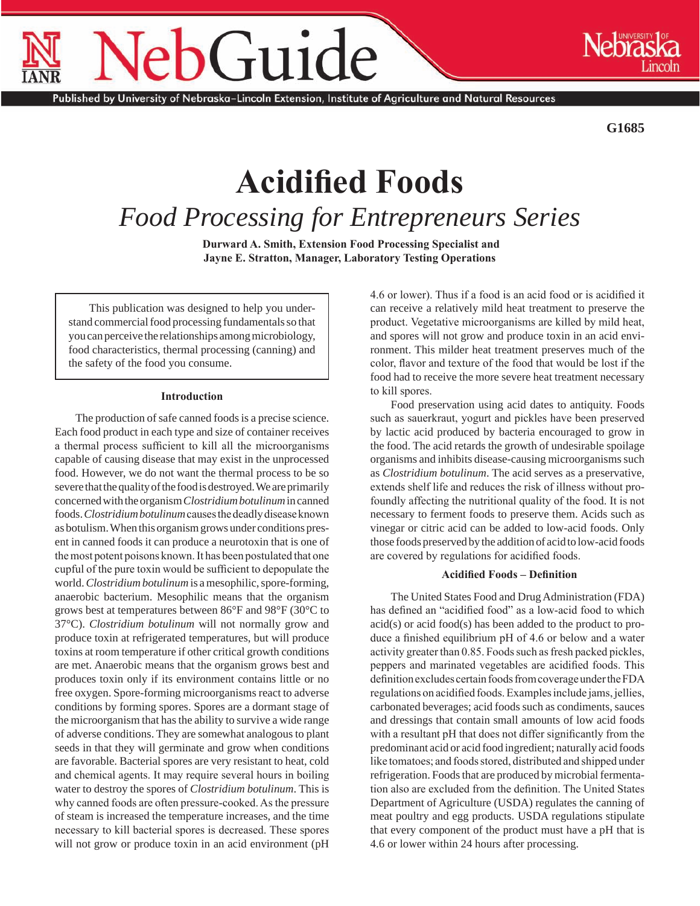G1685

# Acidified Foods

## *Food Processing for Entrepreneurs Series*

**Durward A. Smith, Extension Food Processing Specialist and**
**Jayne E. Stratton, Manager, Laboratory Testing Operations**

> This publication was designed to help you understand commercial food processing fundamentals so that you can perceive the relationships among microbiology, food characteristics, thermal processing (canning) and the safety of the food you consume.

### Introduction

The production of safe canned foods is a precise science. Each food product in each type and size of container receives a thermal process sufficient to kill all the microorganisms capable of causing disease that may exist in the unprocessed food. However, we do not want the thermal process to be so severe that the quality of the food is destroyed. We are primarily concerned with the organism *Clostridium botulinum* in canned foods. *Clostridium botulinum* causes the deadly disease known as botulism. When this organism grows under conditions present in canned foods it can produce a neurotoxin that is one of the most potent poisons known. It has been postulated that one cupful of the pure toxin would be sufficient to depopulate the world. *Clostridium botulinum* is a mesophilic, spore-forming, anaerobic bacterium. Mesophilic means that the organism grows best at temperatures between 86°F and 98°F (30°C to 37°C). *Clostridium botulinum* will not normally grow and produce toxin at refrigerated temperatures, but will produce toxins at room temperature if other critical growth conditions are met. Anaerobic means that the organism grows best and produces toxin only if its environment contains little or no free oxygen. Spore-forming microorganisms react to adverse conditions by forming spores. Spores are a dormant stage of the microorganism that has the ability to survive a wide range of adverse conditions. They are somewhat analogous to plant seeds in that they will germinate and grow when conditions are favorable. Bacterial spores are very resistant to heat, cold and chemical agents. It may require several hours in boiling water to destroy the spores of *Clostridium botulinum*. This is why canned foods are often pressure-cooked. As the pressure of steam is increased the temperature increases, and the time necessary to kill bacterial spores is decreased. These spores will not grow or produce toxin in an acid environment (pH 4.6 or lower). Thus if a food is an acid food or is acidified it can receive a relatively mild heat treatment to preserve the product. Vegetative microorganisms are killed by mild heat, and spores will not grow and produce toxin in an acid environment. This milder heat treatment preserves much of the color, flavor and texture of the food that would be lost if the food had to receive the more severe heat treatment necessary to kill spores.

Food preservation using acid dates to antiquity. Foods such as sauerkraut, yogurt and pickles have been preserved by lactic acid produced by bacteria encouraged to grow in the food. The acid retards the growth of undesirable spoilage organisms and inhibits disease-causing microorganisms such as *Clostridium botulinum*. The acid serves as a preservative, extends shelf life and reduces the risk of illness without profoundly affecting the nutritional quality of the food. It is not necessary to ferment foods to preserve them. Acids such as vinegar or citric acid can be added to low-acid foods. Only those foods preserved by the addition of acid to low-acid foods are covered by regulations for acidified foods.

### Acidified Foods – Definition

The United States Food and Drug Administration (FDA) has defined an "acidified food" as a low-acid food to which acid(s) or acid food(s) has been added to the product to produce a finished equilibrium pH of 4.6 or below and a water activity greater than 0.85. Foods such as fresh packed pickles, peppers and marinated vegetables are acidified foods. This definition excludes certain foods from coverage under the FDA regulations on acidified foods. Examples include jams, jellies, carbonated beverages; acid foods such as condiments, sauces and dressings that contain small amounts of low acid foods with a resultant pH that does not differ significantly from the predominant acid or acid food ingredient; naturally acid foods like tomatoes; and foods stored, distributed and shipped under refrigeration. Foods that are produced by microbial fermentation also are excluded from the definition. The United States Department of Agriculture (USDA) regulates the canning of meat poultry and egg products. USDA regulations stipulate that every component of the product must have a pH that is 4.6 or lower within 24 hours after processing.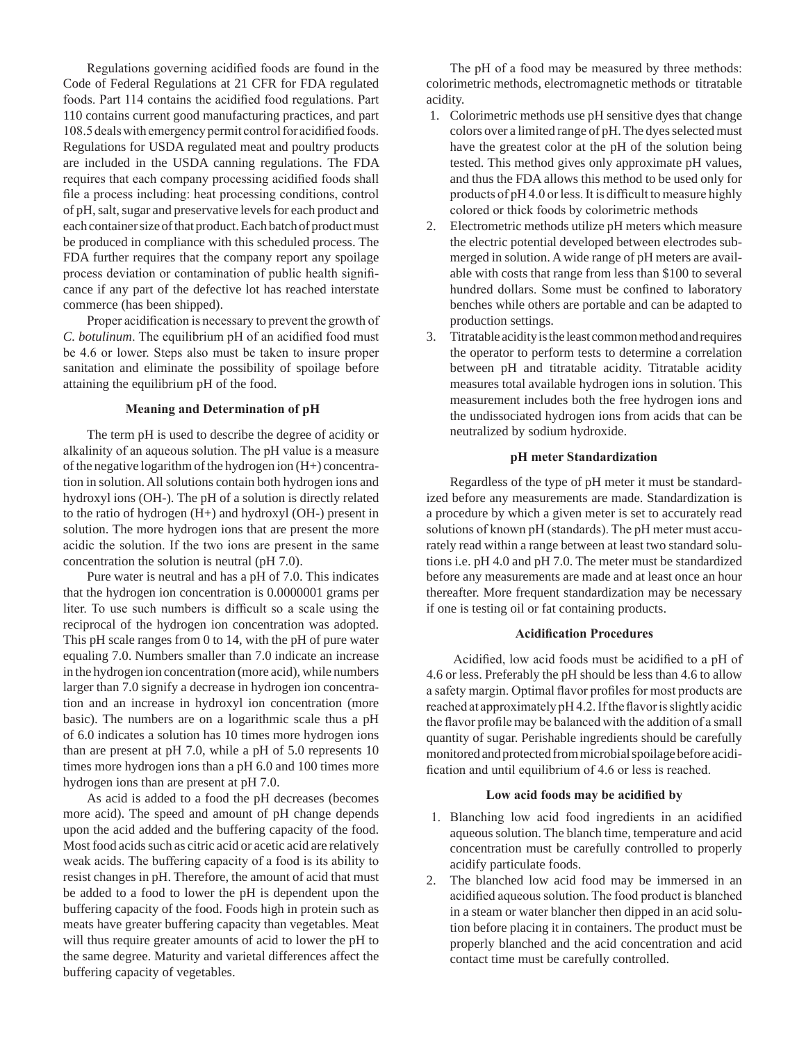Regulations governing acidified foods are found in the Code of Federal Regulations at 21 CFR for FDA regulated foods. Part 114 contains the acidified food regulations. Part 110 contains current good manufacturing practices, and part 108.5 deals with emergency permit control for acidified foods. Regulations for USDA regulated meat and poultry products are included in the USDA canning regulations. The FDA requires that each company processing acidified foods shall file a process including: heat processing conditions, control of pH, salt, sugar and preservative levels for each product and each container size of that product. Each batch of product must be produced in compliance with this scheduled process. The FDA further requires that the company report any spoilage process deviation or contamination of public health significance if any part of the defective lot has reached interstate commerce (has been shipped).

Proper acidification is necessary to prevent the growth of *C. botulinum*. The equilibrium pH of an acidified food must be 4.6 or lower. Steps also must be taken to insure proper sanitation and eliminate the possibility of spoilage before attaining the equilibrium pH of the food.

### Meaning and Determination of pH

The term pH is used to describe the degree of acidity or alkalinity of an aqueous solution. The pH value is a measure of the negative logarithm of the hydrogen ion ($H^+$) concentration in solution. All solutions contain both hydrogen ions and hydroxyl ions ($OH^-$). The pH of a solution is directly related to the ratio of hydrogen ($H^+$) and hydroxyl ($OH^-$) present in solution. The more hydrogen ions that are present the more acidic the solution. If the two ions are present in the same concentration the solution is neutral (pH 7.0).

Pure water is neutral and has a pH of 7.0. This indicates that the hydrogen ion concentration is 0.0000001 grams per liter. To use such numbers is difficult so a scale using the reciprocal of the hydrogen ion concentration was adopted. This pH scale ranges from 0 to 14, with the pH of pure water equaling 7.0. Numbers smaller than 7.0 indicate an increase in the hydrogen ion concentration (more acid), while numbers larger than 7.0 signify a decrease in hydrogen ion concentration and an increase in hydroxyl ion concentration (more basic). The numbers are on a logarithmic scale thus a pH of 6.0 indicates a solution has 10 times more hydrogen ions than are present at pH 7.0, while a pH of 5.0 represents 10 times more hydrogen ions than a pH 6.0 and 100 times more hydrogen ions than are present at pH 7.0.

As acid is added to a food the pH decreases (becomes more acid). The speed and amount of pH change depends upon the acid added and the buffering capacity of the food. Most food acids such as citric acid or acetic acid are relatively weak acids. The buffering capacity of a food is its ability to resist changes in pH. Therefore, the amount of acid that must be added to a food to lower the pH is dependent upon the buffering capacity of the food. Foods high in protein such as meats have greater buffering capacity than vegetables. Meat will thus require greater amounts of acid to lower the pH to the same degree. Maturity and varietal differences affect the buffering capacity of vegetables.

The pH of a food may be measured by three methods: colorimetric methods, electromagnetic methods or titratable acidity.

1. Colorimetric methods use pH sensitive dyes that change colors over a limited range of pH. The dyes selected must have the greatest color at the pH of the solution being tested. This method gives only approximate pH values, and thus the FDA allows this method to be used only for products of pH 4.0 or less. It is difficult to measure highly colored or thick foods by colorimetric methods
2. Electrometric methods utilize pH meters which measure the electric potential developed between electrodes submerged in solution. A wide range of pH meters are available with costs that range from less than $100 to several hundred dollars. Some must be confined to laboratory benches while others are portable and can be adapted to production settings.
3. Titratable acidity is the least common method and requires the operator to perform tests to determine a correlation between pH and titratable acidity. Titratable acidity measures total available hydrogen ions in solution. This measurement includes both the free hydrogen ions and the undissociated hydrogen ions from acids that can be neutralized by sodium hydroxide.

### pH meter Standardization

Regardless of the type of pH meter it must be standardized before any measurements are made. Standardization is a procedure by which a given meter is set to accurately read solutions of known pH (standards). The pH meter must accurately read within a range between at least two standard solutions i.e. pH 4.0 and pH 7.0. The meter must be standardized before any measurements are made and at least once an hour thereafter. More frequent standardization may be necessary if one is testing oil or fat containing products.

### Acidification Procedures

Acidified, low acid foods must be acidified to a pH of 4.6 or less. Preferably the pH should be less than 4.6 to allow a safety margin. Optimal flavor profiles for most products are reached at approximately pH 4.2. If the flavor is slightly acidic the flavor profile may be balanced with the addition of a small quantity of sugar. Perishable ingredients should be carefully monitored and protected from microbial spoilage before acidification and until equilibrium of 4.6 or less is reached.

### Low acid foods may be acidified by

1. Blanching low acid food ingredients in an acidified aqueous solution. The blanch time, temperature and acid concentration must be carefully controlled to properly acidify particulate foods.
2. The blanched low acid food may be immersed in an acidified aqueous solution. The food product is blanched in a steam or water blancher then dipped in an acid solution before placing it in containers. The product must be properly blanched and the acid concentration and acid contact time must be carefully controlled.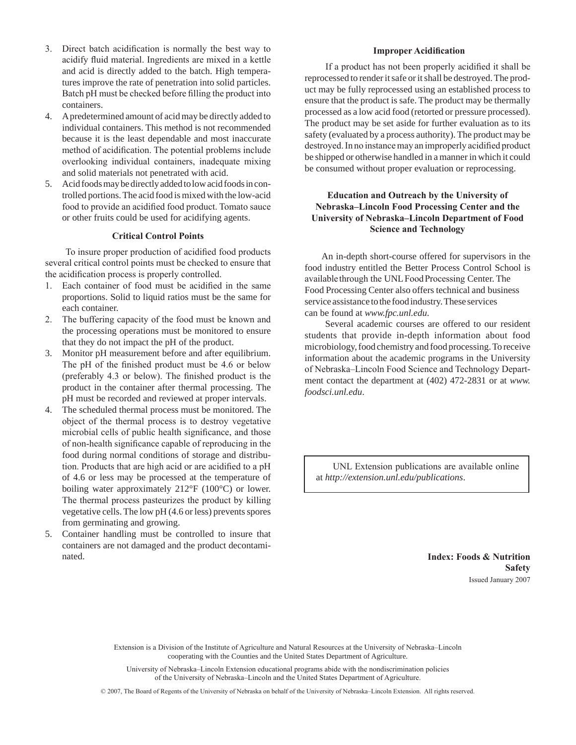3. Direct batch acidification is normally the best way to acidify fluid material. Ingredients are mixed in a kettle and acid is directly added to the batch. High temperatures improve the rate of penetration into solid particles. Batch pH must be checked before filling the product into containers.
4. A predetermined amount of acid may be directly added to individual containers. This method is not recommended because it is the least dependable and most inaccurate method of acidification. The potential problems include overlooking individual containers, inadequate mixing and solid materials not penetrated with acid.
5. Acid foods may be directly added to low acid foods in controlled portions. The acid food is mixed with the low-acid food to provide an acidified food product. Tomato sauce or other fruits could be used for acidifying agents.

### Critical Control Points

To insure proper production of acidified food products several critical control points must be checked to ensure that the acidification process is properly controlled.

1. Each container of food must be acidified in the same proportions. Solid to liquid ratios must be the same for each container.
2. The buffering capacity of the food must be known and the processing operations must be monitored to ensure that they do not impact the pH of the product.
3. Monitor pH measurement before and after equilibrium. The pH of the finished product must be 4.6 or below (preferably 4.3 or below). The finished product is the product in the container after thermal processing. The pH must be recorded and reviewed at proper intervals.
4. The scheduled thermal process must be monitored. The object of the thermal process is to destroy vegetative microbial cells of public health significance, and those of non-health significance capable of reproducing in the food during normal conditions of storage and distribution. Products that are high acid or are acidified to a pH of 4.6 or less may be processed at the temperature of boiling water approximately 212°F (100°C) or lower. The thermal process pasteurizes the product by killing vegetative cells. The low pH (4.6 or less) prevents spores from germinating and growing.
5. Container handling must be controlled to insure that containers are not damaged and the product decontaminated.

### Improper Acidification

If a product has not been properly acidified it shall be reprocessed to render it safe or it shall be destroyed. The product may be fully reprocessed using an established process to ensure that the product is safe. The product may be thermally processed as a low acid food (retorted or pressure processed). The product may be set aside for further evaluation as to its safety (evaluated by a process authority). The product may be destroyed. In no instance may an improperly acidified product be shipped or otherwise handled in a manner in which it could be consumed without proper evaluation or reprocessing.

### Education and Outreach by the University of Nebraska–Lincoln Food Processing Center and the University of Nebraska–Lincoln Department of Food Science and Technology

An in-depth short-course offered for supervisors in the food industry entitled the Better Process Control School is available through the UNL Food Processing Center. The Food Processing Center also offers technical and business service assistance to the food industry. These services can be found at *www.fpc.unl.edu*.

Several academic courses are offered to our resident students that provide in-depth information about food microbiology, food chemistry and food processing. To receive information about the academic programs in the University of Nebraska–Lincoln Food Science and Technology Department contact the department at (402) 472-2831 or at *www.foodsci.unl.edu*.

UNL Extension publications are available online at *http://extension.unl.edu/publications*.

**Index: Foods & Nutrition**
**Safety**
Issued January 2007

Extension is a Division of the Institute of Agriculture and Natural Resources at the University of Nebraska–Lincoln cooperating with the Counties and the United States Department of Agriculture.

University of Nebraska–Lincoln Extension educational programs abide with the nondiscrimination policies of the University of Nebraska–Lincoln and the United States Department of Agriculture.

© 2007, The Board of Regents of the University of Nebraska on behalf of the University of Nebraska–Lincoln Extension. All rights reserved.